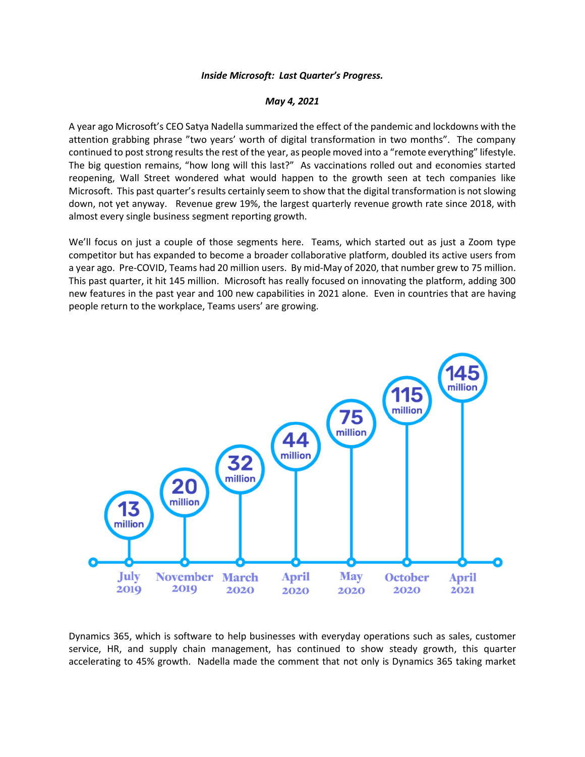***Inside Microsoft: Last Quarter's Progress.***

***May 4, 2021***

A year ago Microsoft's CEO Satya Nadella summarized the effect of the pandemic and lockdowns with the attention grabbing phrase "two years' worth of digital transformation in two months". The company continued to post strong results the rest of the year, as people moved into a "remote everything" lifestyle. The big question remains, "how long will this last?" As vaccinations rolled out and economies started reopening, Wall Street wondered what would happen to the growth seen at tech companies like Microsoft. This past quarter's results certainly seem to show that the digital transformation is not slowing down, not yet anyway. Revenue grew 19%, the largest quarterly revenue growth rate since 2018, with almost every single business segment reporting growth.

We'll focus on just a couple of those segments here. Teams, which started out as just a Zoom type competitor but has expanded to become a broader collaborative platform, doubled its active users from a year ago. Pre-COVID, Teams had 20 million users. By mid-May of 2020, that number grew to 75 million. This past quarter, it hit 145 million. Microsoft has really focused on innovating the platform, adding 300 new features in the past year and 100 new capabilities in 2021 alone. Even in countries that are having people return to the workplace, Teams users' are growing.

| July 2019 | November 2019 | March 2020 | April 2020 | May 2020 | October 2020 | April 2021 |
|---|---|---|---|---|---|---|
| 13 million | 20 million | 32 million | 44 million | 75 million | 115 million | 145 million |

Dynamics 365, which is software to help businesses with everyday operations such as sales, customer service, HR, and supply chain management, has continued to show steady growth, this quarter accelerating to 45% growth. Nadella made the comment that not only is Dynamics 365 taking market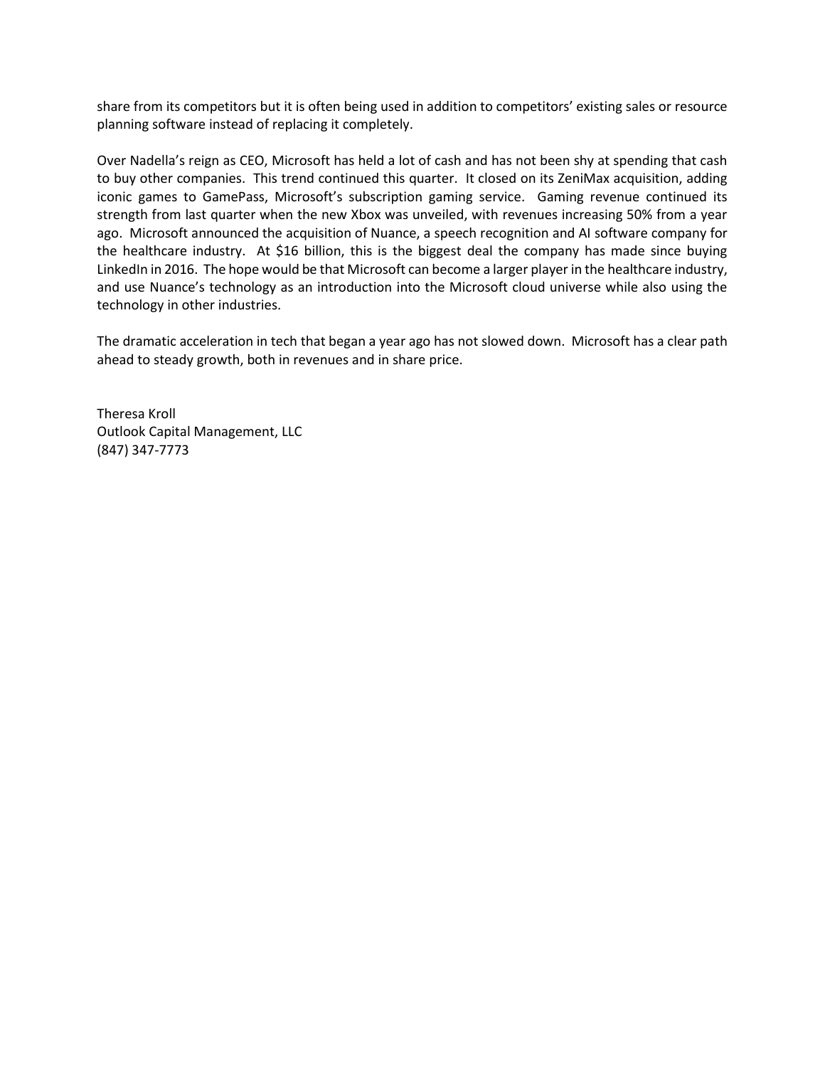share from its competitors but it is often being used in addition to competitors' existing sales or resource planning software instead of replacing it completely.

Over Nadella's reign as CEO, Microsoft has held a lot of cash and has not been shy at spending that cash to buy other companies. This trend continued this quarter. It closed on its ZeniMax acquisition, adding iconic games to GamePass, Microsoft's subscription gaming service. Gaming revenue continued its strength from last quarter when the new Xbox was unveiled, with revenues increasing 50% from a year ago. Microsoft announced the acquisition of Nuance, a speech recognition and AI software company for the healthcare industry. At $16 billion, this is the biggest deal the company has made since buying LinkedIn in 2016. The hope would be that Microsoft can become a larger player in the healthcare industry, and use Nuance's technology as an introduction into the Microsoft cloud universe while also using the technology in other industries.

The dramatic acceleration in tech that began a year ago has not slowed down. Microsoft has a clear path ahead to steady growth, both in revenues and in share price.

Theresa Kroll
Outlook Capital Management, LLC
(847) 347-7773